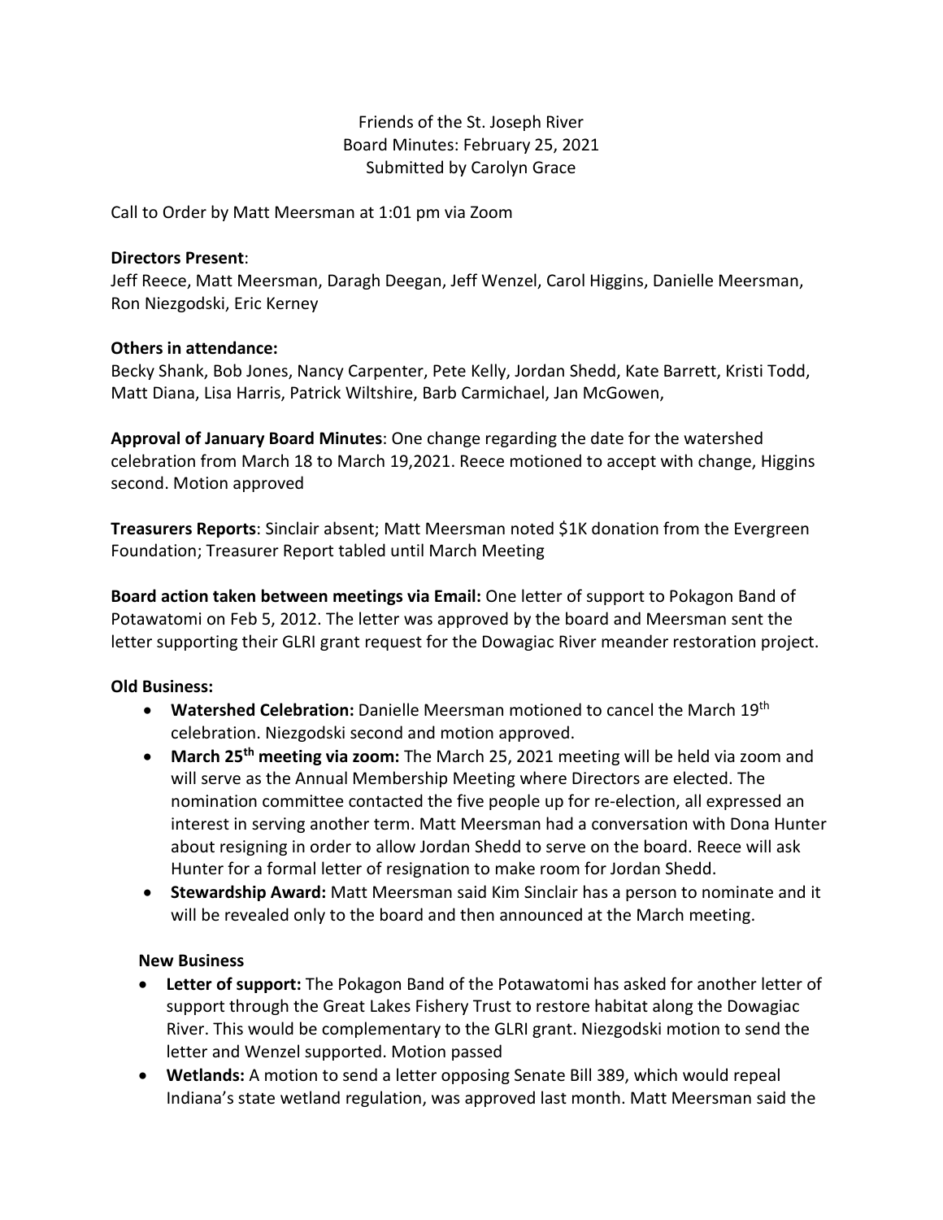Friends of the St. Joseph River
Board Minutes: February 25, 2021
Submitted by Carolyn Grace

Call to Order by Matt Meersman at 1:01 pm via Zoom

**Directors Present**:
Jeff Reece, Matt Meersman, Daragh Deegan, Jeff Wenzel, Carol Higgins, Danielle Meersman, Ron Niezgodski, Eric Kerney

**Others in attendance:**
Becky Shank, Bob Jones, Nancy Carpenter, Pete Kelly, Jordan Shedd, Kate Barrett, Kristi Todd, Matt Diana, Lisa Harris, Patrick Wiltshire, Barb Carmichael, Jan McGowen,

**Approval of January Board Minutes**: One change regarding the date for the watershed celebration from March 18 to March 19,2021. Reece motioned to accept with change, Higgins second. Motion approved

**Treasurers Reports**: Sinclair absent; Matt Meersman noted $1K donation from the Evergreen Foundation; Treasurer Report tabled until March Meeting

**Board action taken between meetings via Email:** One letter of support to Pokagon Band of Potawatomi on Feb 5, 2012. The letter was approved by the board and Meersman sent the letter supporting their GLRI grant request for the Dowagiac River meander restoration project.

**Old Business:**

- **Watershed Celebration:** Danielle Meersman motioned to cancel the March 19th celebration. Niezgodski second and motion approved.
- **March 25th meeting via zoom:** The March 25, 2021 meeting will be held via zoom and will serve as the Annual Membership Meeting where Directors are elected. The nomination committee contacted the five people up for re-election, all expressed an interest in serving another term. Matt Meersman had a conversation with Dona Hunter about resigning in order to allow Jordan Shedd to serve on the board. Reece will ask Hunter for a formal letter of resignation to make room for Jordan Shedd.
- **Stewardship Award:** Matt Meersman said Kim Sinclair has a person to nominate and it will be revealed only to the board and then announced at the March meeting.

**New Business**

- **Letter of support:** The Pokagon Band of the Potawatomi has asked for another letter of support through the Great Lakes Fishery Trust to restore habitat along the Dowagiac River. This would be complementary to the GLRI grant. Niezgodski motion to send the letter and Wenzel supported. Motion passed
- **Wetlands:** A motion to send a letter opposing Senate Bill 389, which would repeal Indiana's state wetland regulation, was approved last month. Matt Meersman said the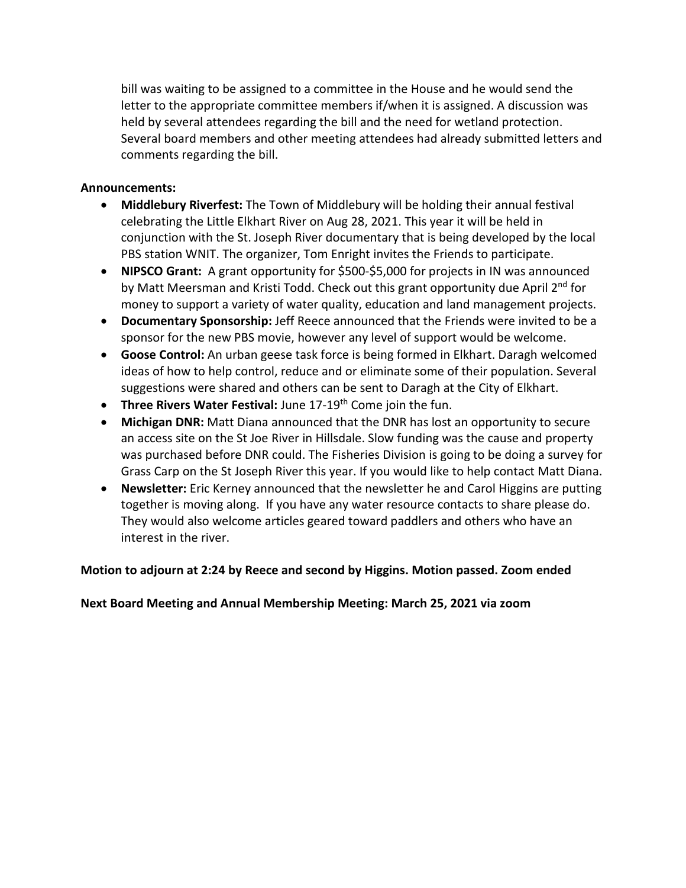bill was waiting to be assigned to a committee in the House and he would send the letter to the appropriate committee members if/when it is assigned. A discussion was held by several attendees regarding the bill and the need for wetland protection. Several board members and other meeting attendees had already submitted letters and comments regarding the bill.

**Announcements:**

- **Middlebury Riverfest:** The Town of Middlebury will be holding their annual festival celebrating the Little Elkhart River on Aug 28, 2021. This year it will be held in conjunction with the St. Joseph River documentary that is being developed by the local PBS station WNIT. The organizer, Tom Enright invites the Friends to participate.
- **NIPSCO Grant:** A grant opportunity for $500-$5,000 for projects in IN was announced by Matt Meersman and Kristi Todd. Check out this grant opportunity due April 2nd for money to support a variety of water quality, education and land management projects.
- **Documentary Sponsorship:** Jeff Reece announced that the Friends were invited to be a sponsor for the new PBS movie, however any level of support would be welcome.
- **Goose Control:** An urban geese task force is being formed in Elkhart. Daragh welcomed ideas of how to help control, reduce and or eliminate some of their population. Several suggestions were shared and others can be sent to Daragh at the City of Elkhart.
- **Three Rivers Water Festival:** June 17-19th Come join the fun.
- **Michigan DNR:** Matt Diana announced that the DNR has lost an opportunity to secure an access site on the St Joe River in Hillsdale. Slow funding was the cause and property was purchased before DNR could. The Fisheries Division is going to be doing a survey for Grass Carp on the St Joseph River this year. If you would like to help contact Matt Diana.
- **Newsletter:** Eric Kerney announced that the newsletter he and Carol Higgins are putting together is moving along. If you have any water resource contacts to share please do. They would also welcome articles geared toward paddlers and others who have an interest in the river.

**Motion to adjourn at 2:24 by Reece and second by Higgins. Motion passed. Zoom ended**

**Next Board Meeting and Annual Membership Meeting: March 25, 2021 via zoom**